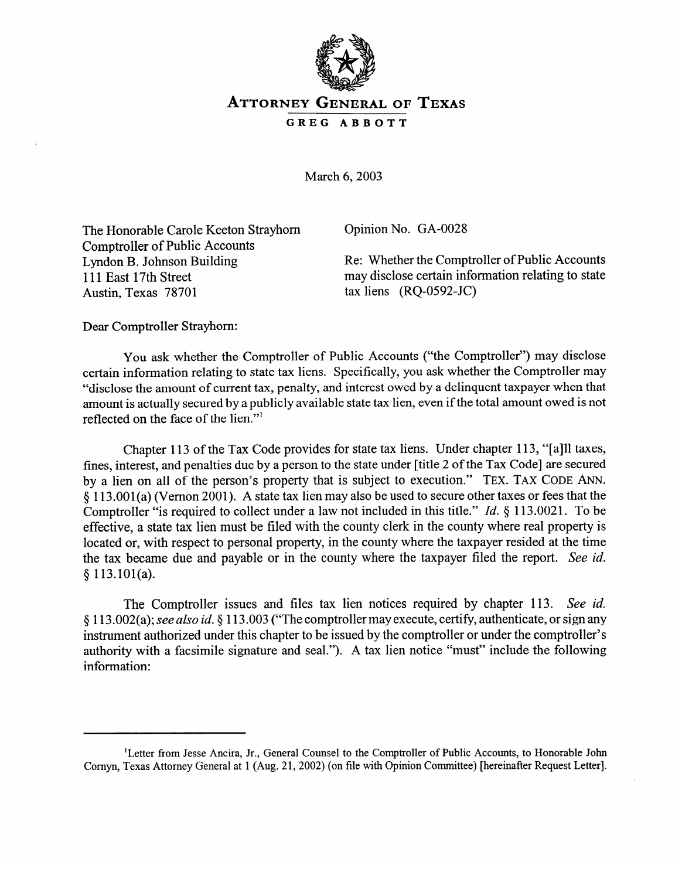# ATTORNEY GENERAL OF TEXAS

**GREG ABBOTT**

March 6, 2003

The Honorable Carole Keeton Strayhorn
Comptroller of Public Accounts
Lyndon B. Johnson Building
111 East 17th Street
Austin, Texas 78701

Opinion No. GA-0028

Re: Whether the Comptroller of Public Accounts may disclose certain information relating to state tax liens (RQ-0592-JC)

Dear Comptroller Strayhorn:

You ask whether the Comptroller of Public Accounts ("the Comptroller") may disclose certain information relating to state tax liens. Specifically, you ask whether the Comptroller may "disclose the amount of current tax, penalty, and interest owed by a delinquent taxpayer when that amount is actually secured by a publicly available state tax lien, even if the total amount owed is not reflected on the face of the lien."[1]

Chapter 113 of the Tax Code provides for state tax liens. Under chapter 113, "[a]ll taxes, fines, interest, and penalties due by a person to the state under [title 2 of the Tax Code] are secured by a lien on all of the person's property that is subject to execution." TEX. TAX CODE ANN. § 113.001(a) (Vernon 2001). A state tax lien may also be used to secure other taxes or fees that the Comptroller "is required to collect under a law not included in this title." *Id.* § 113.0021. To be effective, a state tax lien must be filed with the county clerk in the county where real property is located or, with respect to personal property, in the county where the taxpayer resided at the time the tax became due and payable or in the county where the taxpayer filed the report. *See id.* § 113.101(a).

The Comptroller issues and files tax lien notices required by chapter 113. *See id.* § 113.002(a); *see also id.* § 113.003 ("The comptroller may execute, certify, authenticate, or sign any instrument authorized under this chapter to be issued by the comptroller or under the comptroller's authority with a facsimile signature and seal."). A tax lien notice "must" include the following information:

---

[1]Letter from Jesse Ancira, Jr., General Counsel to the Comptroller of Public Accounts, to Honorable John Cornyn, Texas Attorney General at 1 (Aug. 21, 2002) (on file with Opinion Committee) [hereinafter Request Letter].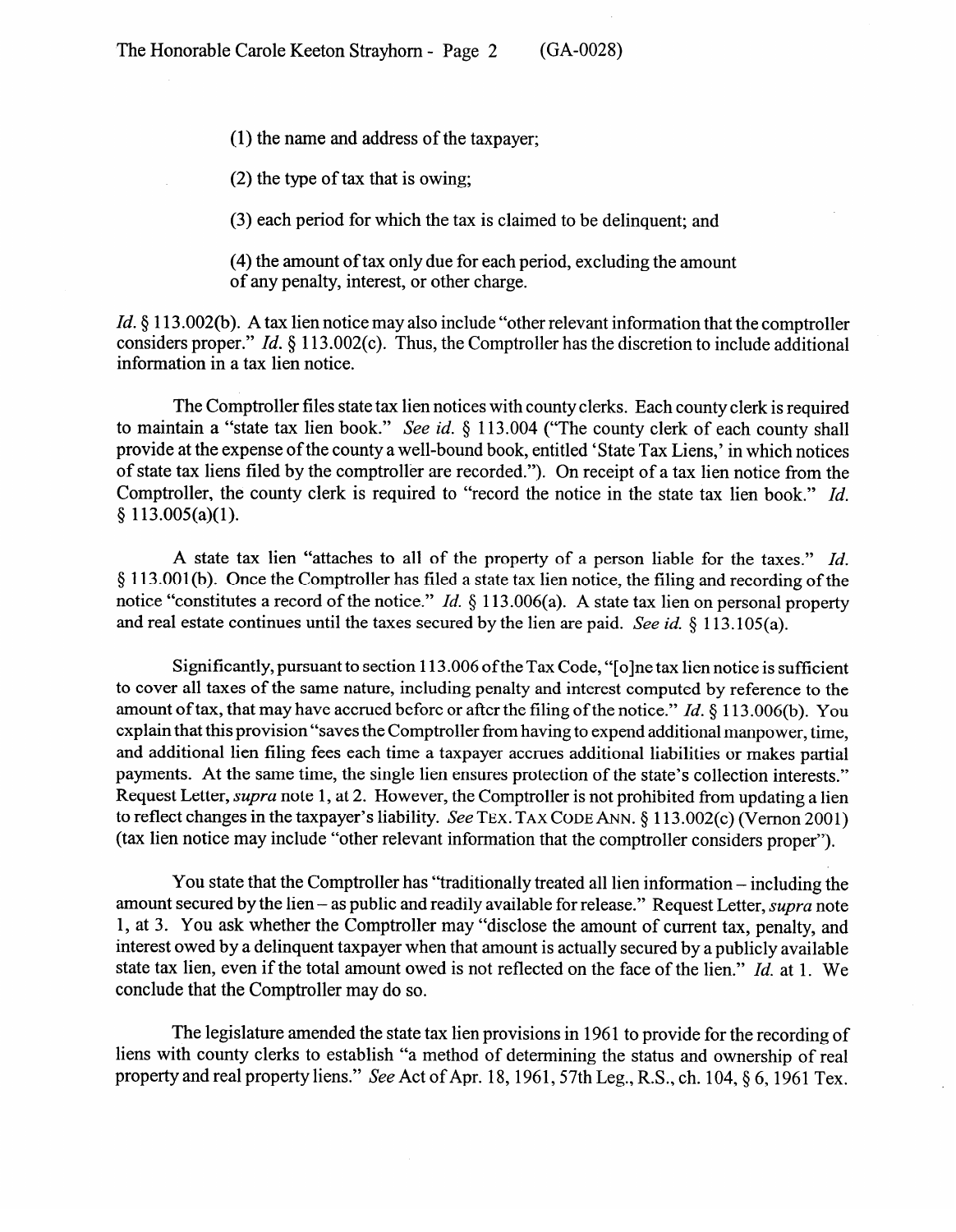(1) the name and address of the taxpayer;

(2) the type of tax that is owing;

(3) each period for which the tax is claimed to be delinquent; and

(4) the amount of tax only due for each period, excluding the amount of any penalty, interest, or other charge.

*Id.* § 113.002(b). A tax lien notice may also include "other relevant information that the comptroller considers proper." *Id.* § 113.002(c). Thus, the Comptroller has the discretion to include additional information in a tax lien notice.

The Comptroller files state tax lien notices with county clerks. Each county clerk is required to maintain a "state tax lien book." *See id.* § 113.004 ("The county clerk of each county shall provide at the expense of the county a well-bound book, entitled 'State Tax Liens,' in which notices of state tax liens filed by the comptroller are recorded."). On receipt of a tax lien notice from the Comptroller, the county clerk is required to "record the notice in the state tax lien book." *Id.* § 113.005(a)(1).

A state tax lien "attaches to all of the property of a person liable for the taxes." *Id.* § 113.001(b). Once the Comptroller has filed a state tax lien notice, the filing and recording of the notice "constitutes a record of the notice." *Id.* § 113.006(a). A state tax lien on personal property and real estate continues until the taxes secured by the lien are paid. *See id.* § 113.105(a).

Significantly, pursuant to section 113.006 of the Tax Code, "[o]ne tax lien notice is sufficient to cover all taxes of the same nature, including penalty and interest computed by reference to the amount of tax, that may have accrued before or after the filing of the notice." *Id.* § 113.006(b). You explain that this provision "saves the Comptroller from having to expend additional manpower, time, and additional lien filing fees each time a taxpayer accrues additional liabilities or makes partial payments. At the same time, the single lien ensures protection of the state's collection interests." Request Letter, *supra* note 1, at 2. However, the Comptroller is not prohibited from updating a lien to reflect changes in the taxpayer's liability. *See* TEX. TAX CODE ANN. § 113.002(c) (Vernon 2001) (tax lien notice may include "other relevant information that the comptroller considers proper").

You state that the Comptroller has "traditionally treated all lien information – including the amount secured by the lien – as public and readily available for release." Request Letter, *supra* note 1, at 3. You ask whether the Comptroller may "disclose the amount of current tax, penalty, and interest owed by a delinquent taxpayer when that amount is actually secured by a publicly available state tax lien, even if the total amount owed is not reflected on the face of the lien." *Id.* at 1. We conclude that the Comptroller may do so.

The legislature amended the state tax lien provisions in 1961 to provide for the recording of liens with county clerks to establish "a method of determining the status and ownership of real property and real property liens." *See* Act of Apr. 18, 1961, 57th Leg., R.S., ch. 104, § 6, 1961 Tex.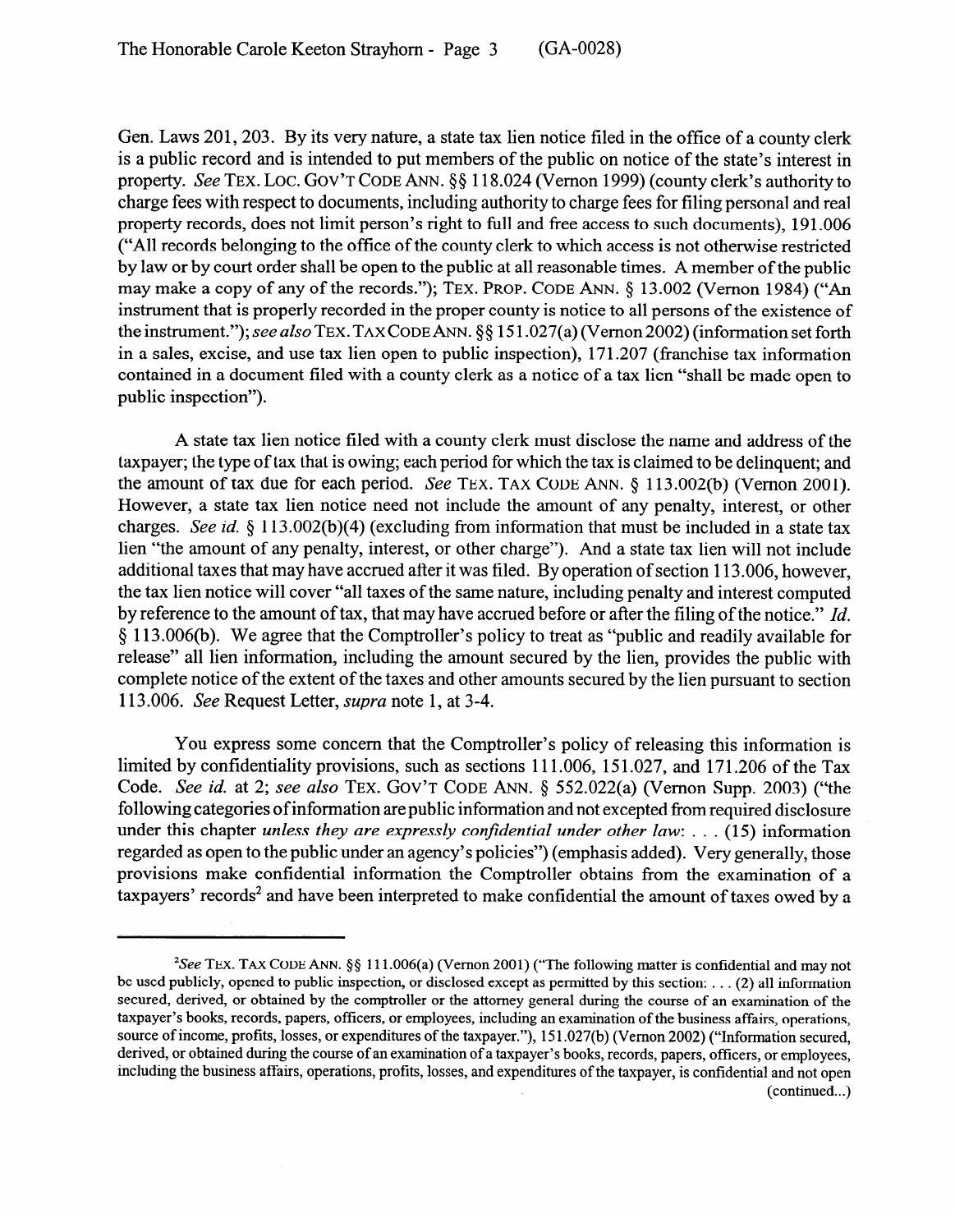Gen. Laws 201, 203. By its very nature, a state tax lien notice filed in the office of a county clerk is a public record and is intended to put members of the public on notice of the state's interest in property. *See* TEX. LOC. GOV'T CODE ANN. §§ 118.024 (Vernon 1999) (county clerk's authority to charge fees with respect to documents, including authority to charge fees for filing personal and real property records, does not limit person's right to full and free access to such documents), 191.006 ("All records belonging to the office of the county clerk to which access is not otherwise restricted by law or by court order shall be open to the public at all reasonable times. A member of the public may make a copy of any of the records."); TEX. PROP. CODE ANN. § 13.002 (Vernon 1984) ("An instrument that is properly recorded in the proper county is notice to all persons of the existence of the instrument."); *see also* TEX. TAX CODE ANN. §§ 151.027(a) (Vernon 2002) (information set forth in a sales, excise, and use tax lien open to public inspection), 171.207 (franchise tax information contained in a document filed with a county clerk as a notice of a tax lien "shall be made open to public inspection").

A state tax lien notice filed with a county clerk must disclose the name and address of the taxpayer; the type of tax that is owing; each period for which the tax is claimed to be delinquent; and the amount of tax due for each period. *See* TEX. TAX CODE ANN. § 113.002(b) (Vernon 2001). However, a state tax lien notice need not include the amount of any penalty, interest, or other charges. *See id.* § 113.002(b)(4) (excluding from information that must be included in a state tax lien "the amount of any penalty, interest, or other charge"). And a state tax lien will not include additional taxes that may have accrued after it was filed. By operation of section 113.006, however, the tax lien notice will cover "all taxes of the same nature, including penalty and interest computed by reference to the amount of tax, that may have accrued before or after the filing of the notice." *Id.* § 113.006(b). We agree that the Comptroller's policy to treat as "public and readily available for release" all lien information, including the amount secured by the lien, provides the public with complete notice of the extent of the taxes and other amounts secured by the lien pursuant to section 113.006. *See* Request Letter, *supra* note 1, at 3-4.

You express some concern that the Comptroller's policy of releasing this information is limited by confidentiality provisions, such as sections 111.006, 151.027, and 171.206 of the Tax Code. *See id.* at 2; *see also* TEX. GOV'T CODE ANN. § 552.022(a) (Vernon Supp. 2003) ("the following categories of information are public information and not excepted from required disclosure under this chapter *unless they are expressly confidential under other law*: . . . (15) information regarded as open to the public under an agency's policies") (emphasis added). Very generally, those provisions make confidential information the Comptroller obtains from the examination of a taxpayers' records[2] and have been interpreted to make confidential the amount of taxes owed by a

---

[2]*See* TEX. TAX CODE ANN. §§ 111.006(a) (Vernon 2001) ("The following matter is confidential and may not be used publicly, opened to public inspection, or disclosed except as permitted by this section: . . . (2) all information secured, derived, or obtained by the comptroller or the attorney general during the course of an examination of the taxpayer's books, records, papers, officers, or employees, including an examination of the business affairs, operations, source of income, profits, losses, or expenditures of the taxpayer."), 151.027(b) (Vernon 2002) ("Information secured, derived, or obtained during the course of an examination of a taxpayer's books, records, papers, officers, or employees, including the business affairs, operations, profits, losses, and expenditures of the taxpayer, is confidential and not open (continued...)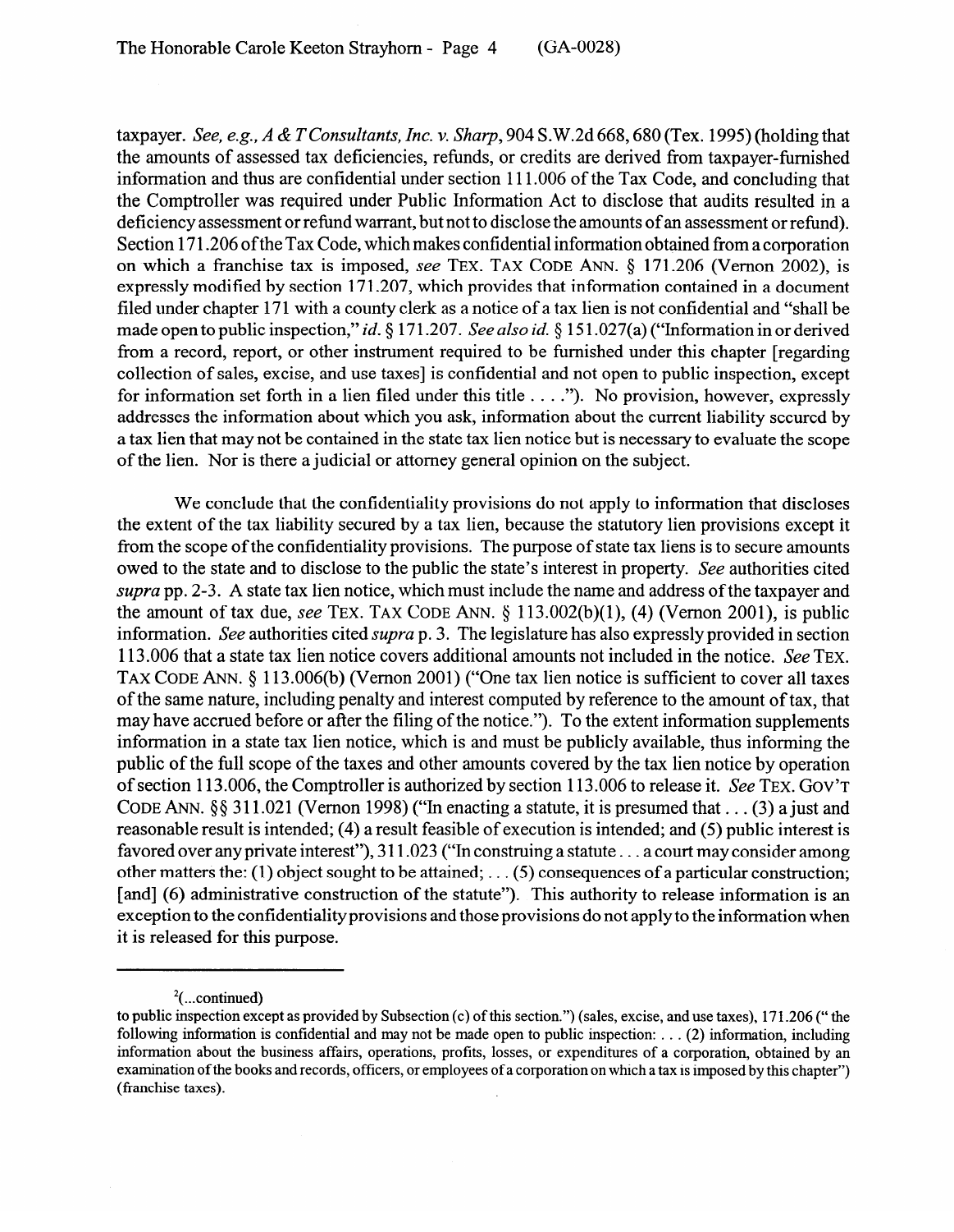taxpayer. *See, e.g., A & T Consultants, Inc. v. Sharp*, 904 S.W.2d 668, 680 (Tex. 1995) (holding that the amounts of assessed tax deficiencies, refunds, or credits are derived from taxpayer-furnished information and thus are confidential under section 111.006 of the Tax Code, and concluding that the Comptroller was required under Public Information Act to disclose that audits resulted in a deficiency assessment or refund warrant, but not to disclose the amounts of an assessment or refund). Section 171.206 of the Tax Code, which makes confidential information obtained from a corporation on which a franchise tax is imposed, *see* TEX. TAX CODE ANN. § 171.206 (Vernon 2002), is expressly modified by section 171.207, which provides that information contained in a document filed under chapter 171 with a county clerk as a notice of a tax lien is not confidential and "shall be made open to public inspection," *id.* § 171.207. *See also id.* § 151.027(a) ("Information in or derived from a record, report, or other instrument required to be furnished under this chapter [regarding collection of sales, excise, and use taxes] is confidential and not open to public inspection, except for information set forth in a lien filed under this title . . . ."). No provision, however, expressly addresses the information about which you ask, information about the current liability secured by a tax lien that may not be contained in the state tax lien notice but is necessary to evaluate the scope of the lien. Nor is there a judicial or attorney general opinion on the subject.

We conclude that the confidentiality provisions do not apply to information that discloses the extent of the tax liability secured by a tax lien, because the statutory lien provisions except it from the scope of the confidentiality provisions. The purpose of state tax liens is to secure amounts owed to the state and to disclose to the public the state's interest in property. *See* authorities cited *supra* pp. 2-3. A state tax lien notice, which must include the name and address of the taxpayer and the amount of tax due, *see* TEX. TAX CODE ANN. § 113.002(b)(1), (4) (Vernon 2001), is public information. *See* authorities cited *supra* p. 3. The legislature has also expressly provided in section 113.006 that a state tax lien notice covers additional amounts not included in the notice. *See* TEX. TAX CODE ANN. § 113.006(b) (Vernon 2001) ("One tax lien notice is sufficient to cover all taxes of the same nature, including penalty and interest computed by reference to the amount of tax, that may have accrued before or after the filing of the notice."). To the extent information supplements information in a state tax lien notice, which is and must be publicly available, thus informing the public of the full scope of the taxes and other amounts covered by the tax lien notice by operation of section 113.006, the Comptroller is authorized by section 113.006 to release it. *See* TEX. GOV'T CODE ANN. §§ 311.021 (Vernon 1998) ("In enacting a statute, it is presumed that . . . (3) a just and reasonable result is intended; (4) a result feasible of execution is intended; and (5) public interest is favored over any private interest"), 311.023 ("In construing a statute . . . a court may consider among other matters the: (1) object sought to be attained; . . . (5) consequences of a particular construction; [and] (6) administrative construction of the statute"). This authority to release information is an exception to the confidentiality provisions and those provisions do not apply to the information when it is released for this purpose.

---

[2](...continued)

to public inspection except as provided by Subsection (c) of this section.") (sales, excise, and use taxes), 171.206 ("the following information is confidential and may not be made open to public inspection: . . . (2) information, including information about the business affairs, operations, profits, losses, or expenditures of a corporation, obtained by an examination of the books and records, officers, or employees of a corporation on which a tax is imposed by this chapter") (franchise taxes).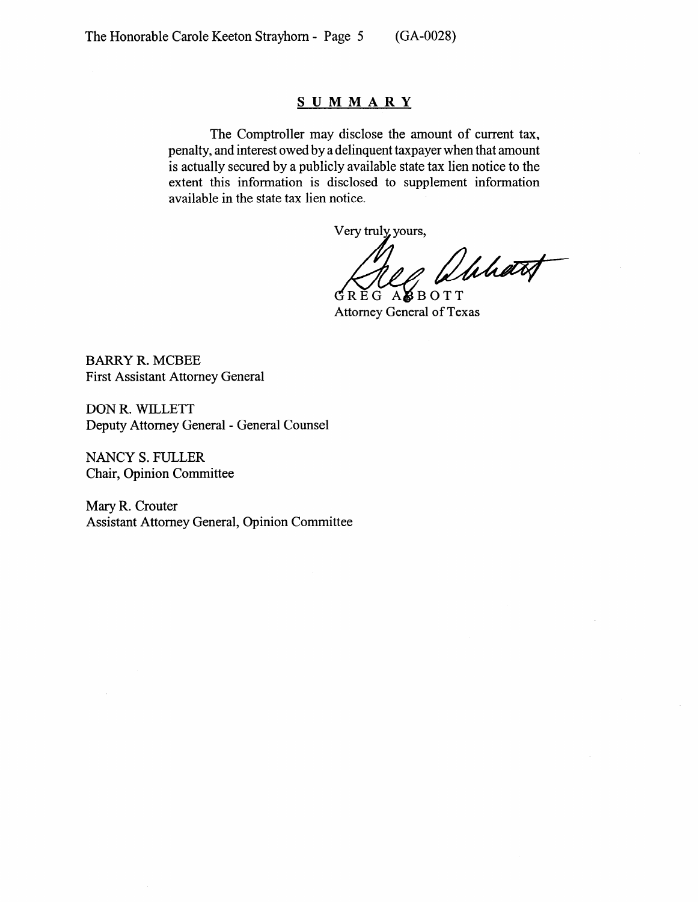## SUMMARY

The Comptroller may disclose the amount of current tax, penalty, and interest owed by a delinquent taxpayer when that amount is actually secured by a publicly available state tax lien notice to the extent this information is disclosed to supplement information available in the state tax lien notice.

Very truly yours,

GREG ABBOTT
Attorney General of Texas

BARRY R. MCBEE
First Assistant Attorney General

DON R. WILLETT
Deputy Attorney General - General Counsel

NANCY S. FULLER
Chair, Opinion Committee

Mary R. Crouter
Assistant Attorney General, Opinion Committee